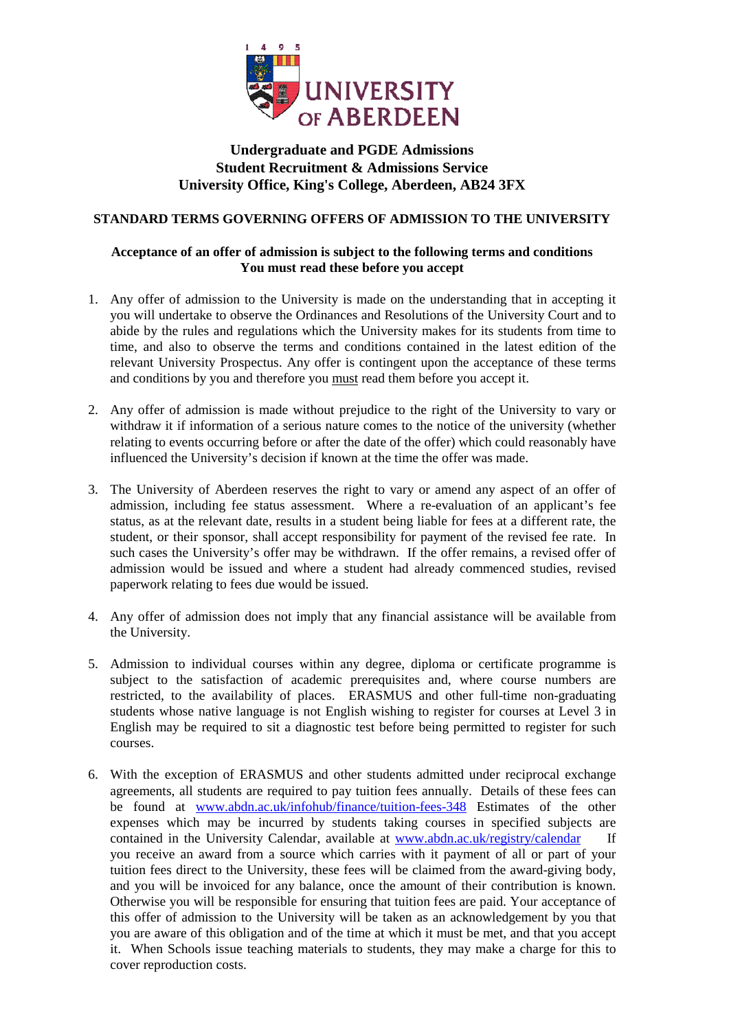UNIVERSITY OF ABERDEEN

**Undergraduate and PGDE Admissions**
**Student Recruitment & Admissions Service**
**University Office, King's College, Aberdeen, AB24 3FX**

## STANDARD TERMS GOVERNING OFFERS OF ADMISSION TO THE UNIVERSITY

**Acceptance of an offer of admission is subject to the following terms and conditions**
**You must read these before you accept**

1. Any offer of admission to the University is made on the understanding that in accepting it you will undertake to observe the Ordinances and Resolutions of the University Court and to abide by the rules and regulations which the University makes for its students from time to time, and also to observe the terms and conditions contained in the latest edition of the relevant University Prospectus. Any offer is contingent upon the acceptance of these terms and conditions by you and therefore you <u>must</u> read them before you accept it.

2. Any offer of admission is made without prejudice to the right of the University to vary or withdraw it if information of a serious nature comes to the notice of the university (whether relating to events occurring before or after the date of the offer) which could reasonably have influenced the University's decision if known at the time the offer was made.

3. The University of Aberdeen reserves the right to vary or amend any aspect of an offer of admission, including fee status assessment. Where a re-evaluation of an applicant's fee status, as at the relevant date, results in a student being liable for fees at a different rate, the student, or their sponsor, shall accept responsibility for payment of the revised fee rate. In such cases the University's offer may be withdrawn. If the offer remains, a revised offer of admission would be issued and where a student had already commenced studies, revised paperwork relating to fees due would be issued.

4. Any offer of admission does not imply that any financial assistance will be available from the University.

5. Admission to individual courses within any degree, diploma or certificate programme is subject to the satisfaction of academic prerequisites and, where course numbers are restricted, to the availability of places. ERASMUS and other full-time non-graduating students whose native language is not English wishing to register for courses at Level 3 in English may be required to sit a diagnostic test before being permitted to register for such courses.

6. With the exception of ERASMUS and other students admitted under reciprocal exchange agreements, all students are required to pay tuition fees annually. Details of these fees can be found at www.abdn.ac.uk/infohub/finance/tuition-fees-348 Estimates of the other expenses which may be incurred by students taking courses in specified subjects are contained in the University Calendar, available at www.abdn.ac.uk/registry/calendar If you receive an award from a source which carries with it payment of all or part of your tuition fees direct to the University, these fees will be claimed from the award-giving body, and you will be invoiced for any balance, once the amount of their contribution is known. Otherwise you will be responsible for ensuring that tuition fees are paid. Your acceptance of this offer of admission to the University will be taken as an acknowledgement by you that you are aware of this obligation and of the time at which it must be met, and that you accept it. When Schools issue teaching materials to students, they may make a charge for this to cover reproduction costs.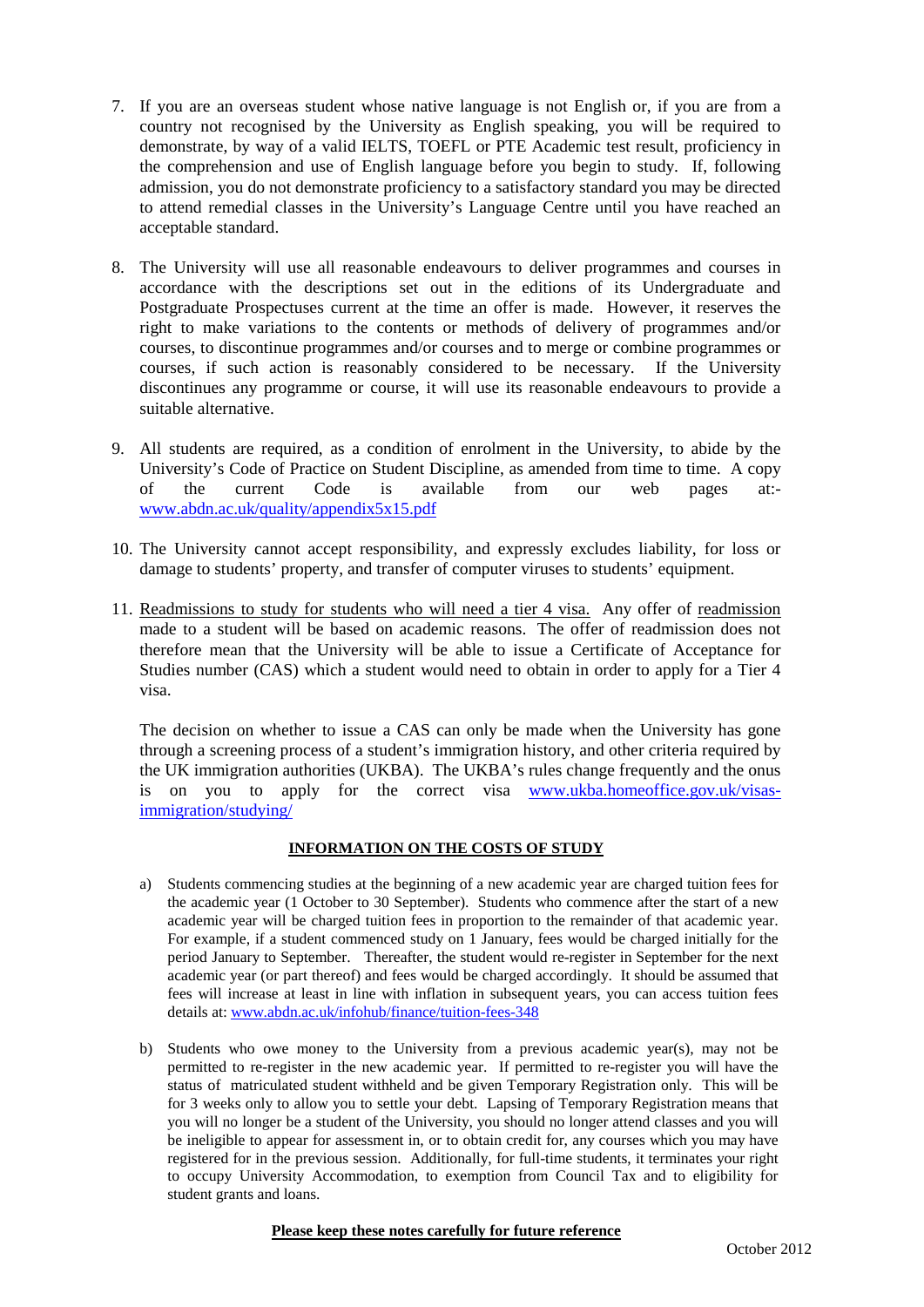7. If you are an overseas student whose native language is not English or, if you are from a country not recognised by the University as English speaking, you will be required to demonstrate, by way of a valid IELTS, TOEFL or PTE Academic test result, proficiency in the comprehension and use of English language before you begin to study. If, following admission, you do not demonstrate proficiency to a satisfactory standard you may be directed to attend remedial classes in the University's Language Centre until you have reached an acceptable standard.

8. The University will use all reasonable endeavours to deliver programmes and courses in accordance with the descriptions set out in the editions of its Undergraduate and Postgraduate Prospectuses current at the time an offer is made. However, it reserves the right to make variations to the contents or methods of delivery of programmes and/or courses, to discontinue programmes and/or courses and to merge or combine programmes or courses, if such action is reasonably considered to be necessary. If the University discontinues any programme or course, it will use its reasonable endeavours to provide a suitable alternative.

9. All students are required, as a condition of enrolment in the University, to abide by the University's Code of Practice on Student Discipline, as amended from time to time. A copy of the current Code is available from our web pages at:- www.abdn.ac.uk/quality/appendix5x15.pdf

10. The University cannot accept responsibility, and expressly excludes liability, for loss or damage to students' property, and transfer of computer viruses to students' equipment.

11. Readmissions to study for students who will need a tier 4 visa. Any offer of readmission made to a student will be based on academic reasons. The offer of readmission does not therefore mean that the University will be able to issue a Certificate of Acceptance for Studies number (CAS) which a student would need to obtain in order to apply for a Tier 4 visa.

    The decision on whether to issue a CAS can only be made when the University has gone through a screening process of a student's immigration history, and other criteria required by the UK immigration authorities (UKBA). The UKBA's rules change frequently and the onus is on you to apply for the correct visa www.ukba.homeoffice.gov.uk/visas-immigration/studying/

**INFORMATION ON THE COSTS OF STUDY**

a) Students commencing studies at the beginning of a new academic year are charged tuition fees for the academic year (1 October to 30 September). Students who commence after the start of a new academic year will be charged tuition fees in proportion to the remainder of that academic year. For example, if a student commenced study on 1 January, fees would be charged initially for the period January to September. Thereafter, the student would re-register in September for the next academic year (or part thereof) and fees would be charged accordingly. It should be assumed that fees will increase at least in line with inflation in subsequent years, you can access tuition fees details at: www.abdn.ac.uk/infohub/finance/tuition-fees-348

b) Students who owe money to the University from a previous academic year(s), may not be permitted to re-register in the new academic year. If permitted to re-register you will have the status of matriculated student withheld and be given Temporary Registration only. This will be for 3 weeks only to allow you to settle your debt. Lapsing of Temporary Registration means that you will no longer be a student of the University, you should no longer attend classes and you will be ineligible to appear for assessment in, or to obtain credit for, any courses which you may have registered for in the previous session. Additionally, for full-time students, it terminates your right to occupy University Accommodation, to exemption from Council Tax and to eligibility for student grants and loans.

**Please keep these notes carefully for future reference**

October 2012